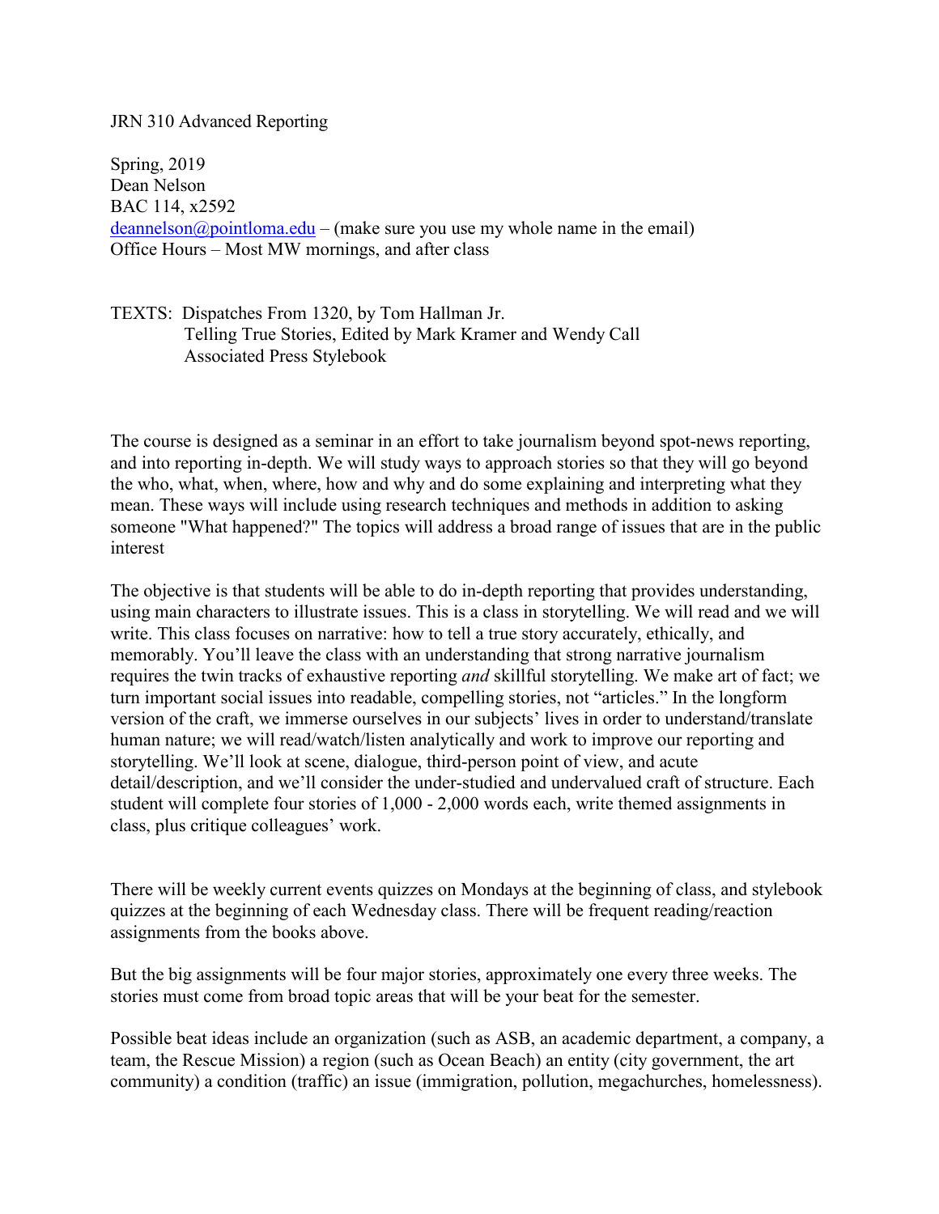JRN 310 Advanced Reporting

Spring, 2019
Dean Nelson
BAC 114, x2592
deannelson@pointloma.edu – (make sure you use my whole name in the email)
Office Hours – Most MW mornings, and after class

TEXTS: Dispatches From 1320, by Tom Hallman Jr.
Telling True Stories, Edited by Mark Kramer and Wendy Call
Associated Press Stylebook

The course is designed as a seminar in an effort to take journalism beyond spot-news reporting, and into reporting in-depth. We will study ways to approach stories so that they will go beyond the who, what, when, where, how and why and do some explaining and interpreting what they mean. These ways will include using research techniques and methods in addition to asking someone "What happened?" The topics will address a broad range of issues that are in the public interest

The objective is that students will be able to do in-depth reporting that provides understanding, using main characters to illustrate issues. This is a class in storytelling. We will read and we will write. This class focuses on narrative: how to tell a true story accurately, ethically, and memorably. You'll leave the class with an understanding that strong narrative journalism requires the twin tracks of exhaustive reporting *and* skillful storytelling. We make art of fact; we turn important social issues into readable, compelling stories, not "articles." In the longform version of the craft, we immerse ourselves in our subjects' lives in order to understand/translate human nature; we will read/watch/listen analytically and work to improve our reporting and storytelling. We'll look at scene, dialogue, third-person point of view, and acute detail/description, and we'll consider the under-studied and undervalued craft of structure. Each student will complete four stories of 1,000 - 2,000 words each, write themed assignments in class, plus critique colleagues' work.

There will be weekly current events quizzes on Mondays at the beginning of class, and stylebook quizzes at the beginning of each Wednesday class. There will be frequent reading/reaction assignments from the books above.

But the big assignments will be four major stories, approximately one every three weeks. The stories must come from broad topic areas that will be your beat for the semester.

Possible beat ideas include an organization (such as ASB, an academic department, a company, a team, the Rescue Mission) a region (such as Ocean Beach) an entity (city government, the art community) a condition (traffic) an issue (immigration, pollution, megachurches, homelessness).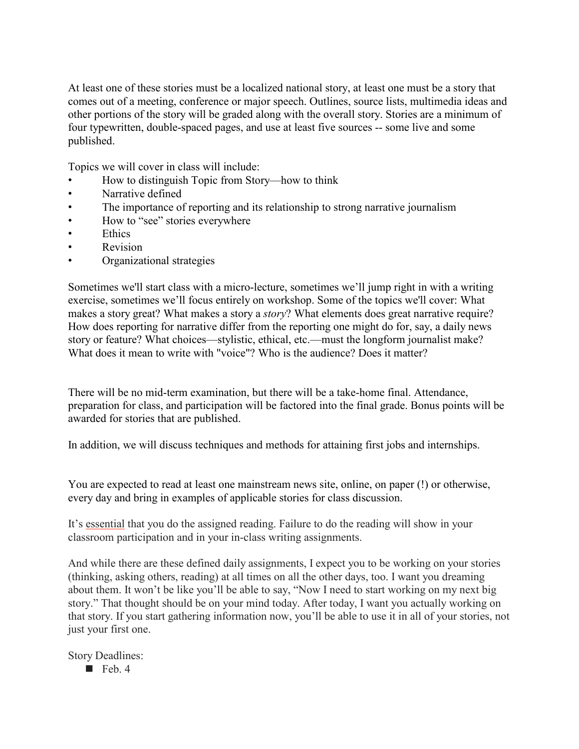At least one of these stories must be a localized national story, at least one must be a story that comes out of a meeting, conference or major speech. Outlines, source lists, multimedia ideas and other portions of the story will be graded along with the overall story. Stories are a minimum of four typewritten, double-spaced pages, and use at least five sources -- some live and some published.

Topics we will cover in class will include:

- How to distinguish Topic from Story—how to think
- Narrative defined
- The importance of reporting and its relationship to strong narrative journalism
- How to "see" stories everywhere
- Ethics
- Revision
- Organizational strategies

Sometimes we'll start class with a micro-lecture, sometimes we'll jump right in with a writing exercise, sometimes we'll focus entirely on workshop. Some of the topics we'll cover: What makes a story great? What makes a story a *story*? What elements does great narrative require? How does reporting for narrative differ from the reporting one might do for, say, a daily news story or feature? What choices—stylistic, ethical, etc.—must the longform journalist make? What does it mean to write with "voice"? Who is the audience? Does it matter?

There will be no mid-term examination, but there will be a take-home final. Attendance, preparation for class, and participation will be factored into the final grade. Bonus points will be awarded for stories that are published.

In addition, we will discuss techniques and methods for attaining first jobs and internships.

You are expected to read at least one mainstream news site, online, on paper (!) or otherwise, every day and bring in examples of applicable stories for class discussion.

It's <u>essential</u> that you do the assigned reading. Failure to do the reading will show in your classroom participation and in your in-class writing assignments.

And while there are these defined daily assignments, I expect you to be working on your stories (thinking, asking others, reading) at all times on all the other days, too. I want you dreaming about them. It won't be like you'll be able to say, "Now I need to start working on my next big story." That thought should be on your mind today. After today, I want you actually working on that story. If you start gathering information now, you'll be able to use it in all of your stories, not just your first one.

Story Deadlines:

- Feb. 4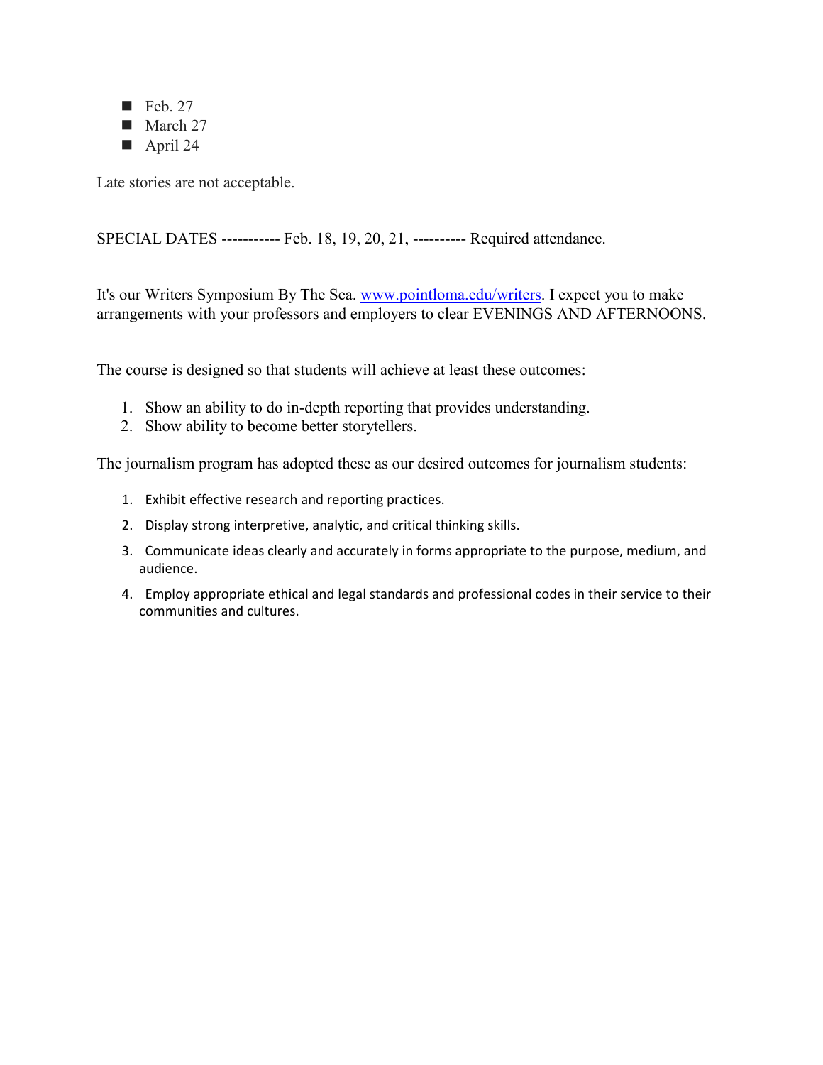- Feb. 27
- March 27
- April 24

Late stories are not acceptable.

SPECIAL DATES ----------- Feb. 18, 19, 20, 21, ---------- Required attendance.

It's our Writers Symposium By The Sea. www.pointloma.edu/writers. I expect you to make arrangements with your professors and employers to clear EVENINGS AND AFTERNOONS.

The course is designed so that students will achieve at least these outcomes:

1. Show an ability to do in-depth reporting that provides understanding.
2. Show ability to become better storytellers.

The journalism program has adopted these as our desired outcomes for journalism students:

1. Exhibit effective research and reporting practices.
2. Display strong interpretive, analytic, and critical thinking skills.
3. Communicate ideas clearly and accurately in forms appropriate to the purpose, medium, and audience.
4. Employ appropriate ethical and legal standards and professional codes in their service to their communities and cultures.